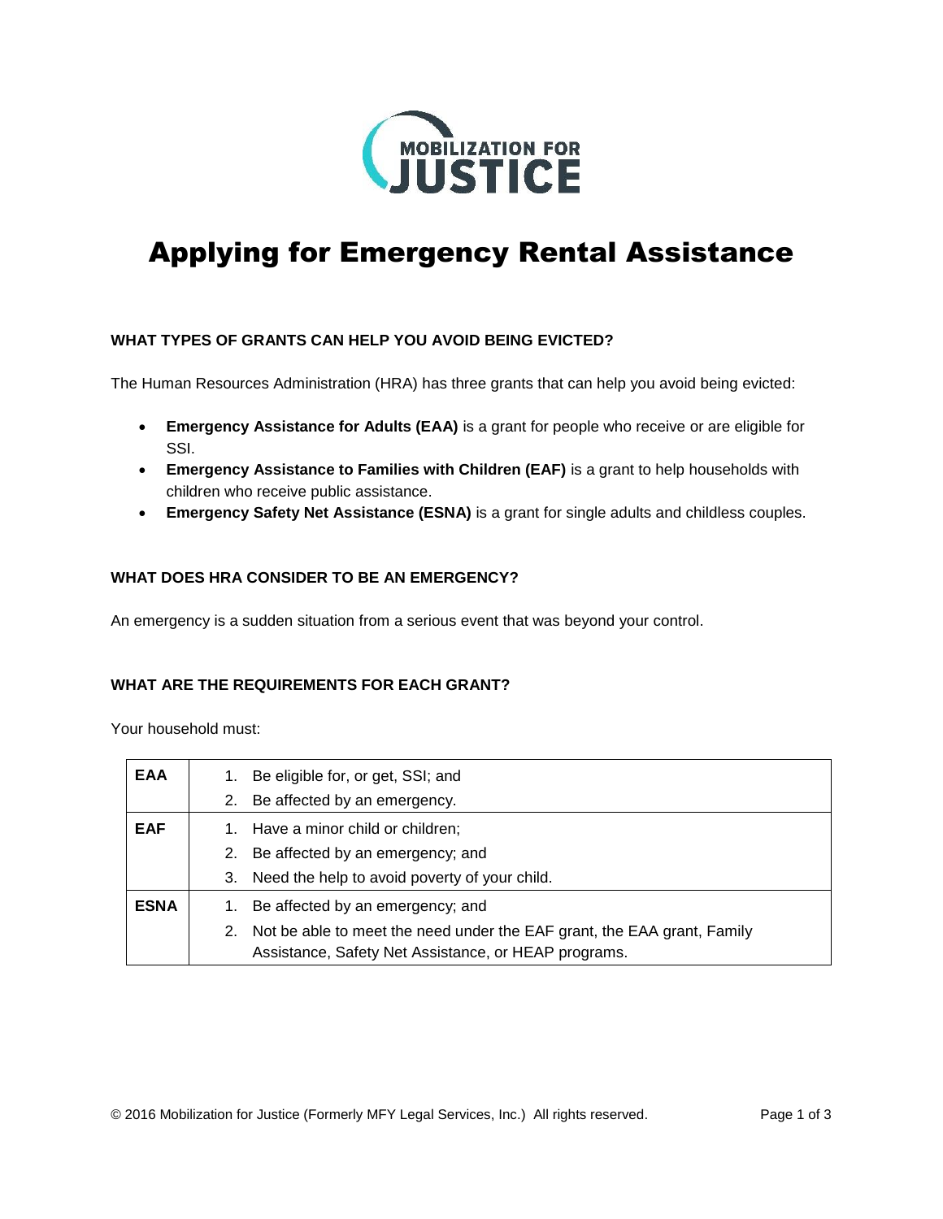**MOBILIZATION FOR JUSTICE**

# Applying for Emergency Rental Assistance

### WHAT TYPES OF GRANTS CAN HELP YOU AVOID BEING EVICTED?

The Human Resources Administration (HRA) has three grants that can help you avoid being evicted:

- **Emergency Assistance for Adults (EAA)** is a grant for people who receive or are eligible for SSI.
- **Emergency Assistance to Families with Children (EAF)** is a grant to help households with children who receive public assistance.
- **Emergency Safety Net Assistance (ESNA)** is a grant for single adults and childless couples.

### WHAT DOES HRA CONSIDER TO BE AN EMERGENCY?

An emergency is a sudden situation from a serious event that was beyond your control.

### WHAT ARE THE REQUIREMENTS FOR EACH GRANT?

Your household must:

| | |
|---|---|
| **EAA** | 1. Be eligible for, or get, SSI; and<br>2. Be affected by an emergency. |
| **EAF** | 1. Have a minor child or children;<br>2. Be affected by an emergency; and<br>3. Need the help to avoid poverty of your child. |
| **ESNA** | 1. Be affected by an emergency; and<br>2. Not be able to meet the need under the EAF grant, the EAA grant, Family Assistance, Safety Net Assistance, or HEAP programs. |

© 2016 Mobilization for Justice (Formerly MFY Legal Services, Inc.) All rights reserved.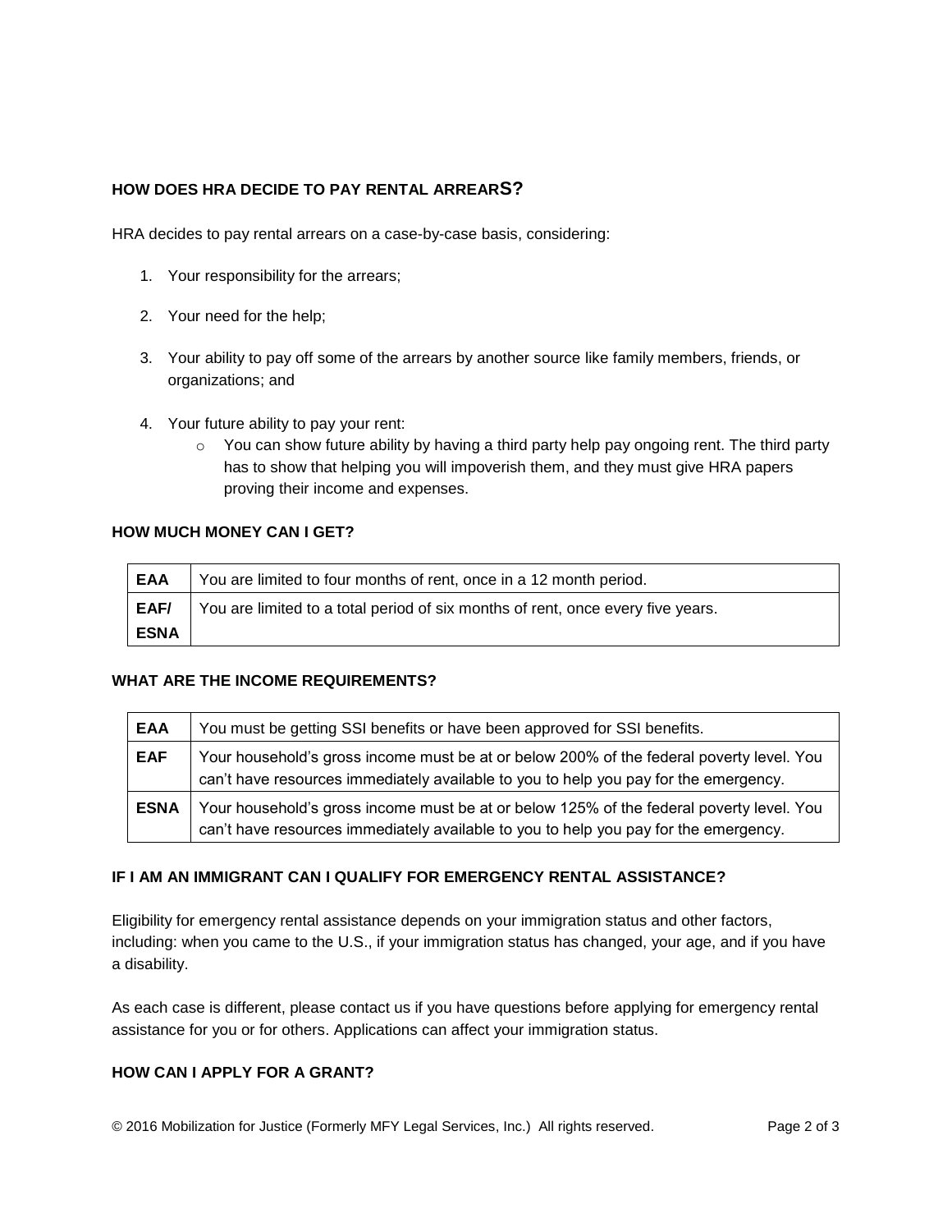### HOW DOES HRA DECIDE TO PAY RENTAL ARREARS?

HRA decides to pay rental arrears on a case-by-case basis, considering:

1. Your responsibility for the arrears;
2. Your need for the help;
3. Your ability to pay off some of the arrears by another source like family members, friends, or organizations; and
4. Your future ability to pay your rent:
   - You can show future ability by having a third party help pay ongoing rent. The third party has to show that helping you will impoverish them, and they must give HRA papers proving their income and expenses.

### HOW MUCH MONEY CAN I GET?

| | |
|---|---|
| **EAA** | You are limited to four months of rent, once in a 12 month period. |
| **EAF/ ESNA** | You are limited to a total period of six months of rent, once every five years. |

### WHAT ARE THE INCOME REQUIREMENTS?

| | |
|---|---|
| **EAA** | You must be getting SSI benefits or have been approved for SSI benefits. |
| **EAF** | Your household's gross income must be at or below 200% of the federal poverty level. You can't have resources immediately available to you to help you pay for the emergency. |
| **ESNA** | Your household's gross income must be at or below 125% of the federal poverty level. You can't have resources immediately available to you to help you pay for the emergency. |

### IF I AM AN IMMIGRANT CAN I QUALIFY FOR EMERGENCY RENTAL ASSISTANCE?

Eligibility for emergency rental assistance depends on your immigration status and other factors, including: when you came to the U.S., if your immigration status has changed, your age, and if you have a disability.

As each case is different, please contact us if you have questions before applying for emergency rental assistance for you or for others. Applications can affect your immigration status.

### HOW CAN I APPLY FOR A GRANT?

© 2016 Mobilization for Justice (Formerly MFY Legal Services, Inc.) All rights reserved.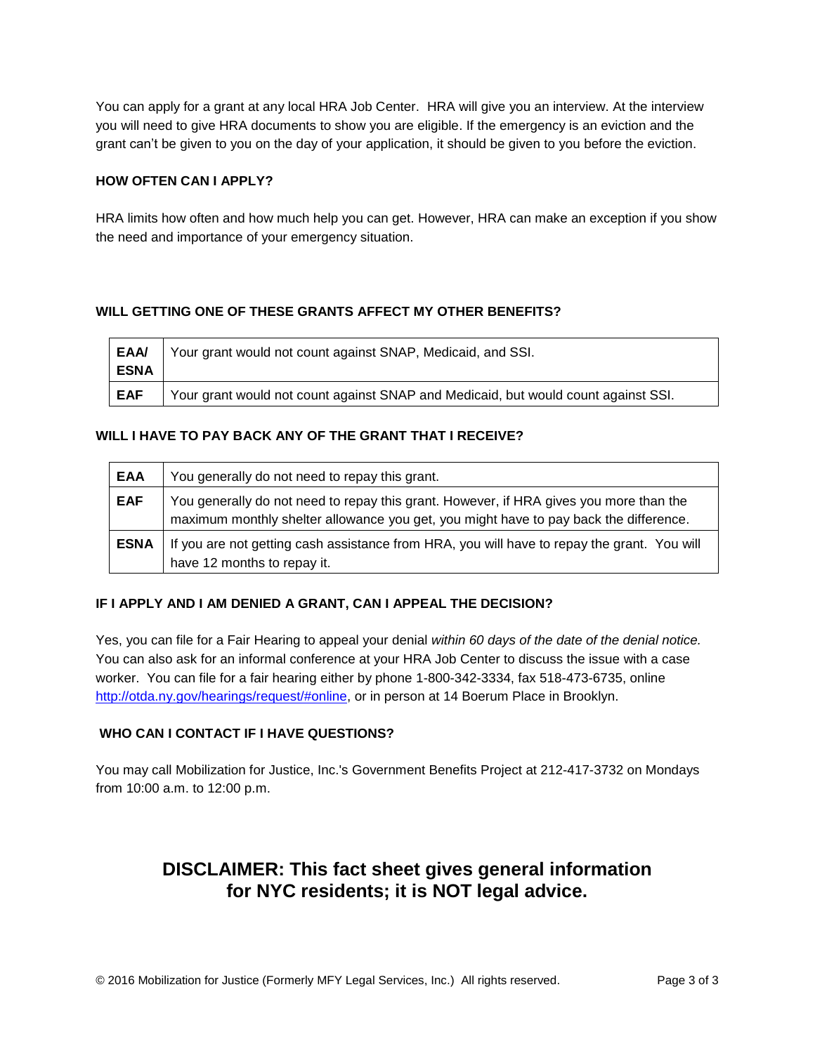You can apply for a grant at any local HRA Job Center. HRA will give you an interview. At the interview you will need to give HRA documents to show you are eligible. If the emergency is an eviction and the grant can't be given to you on the day of your application, it should be given to you before the eviction.

### HOW OFTEN CAN I APPLY?

HRA limits how often and how much help you can get. However, HRA can make an exception if you show the need and importance of your emergency situation.

### WILL GETTING ONE OF THESE GRANTS AFFECT MY OTHER BENEFITS?

| | |
|---|---|
| **EAA/ ESNA** | Your grant would not count against SNAP, Medicaid, and SSI. |
| **EAF** | Your grant would not count against SNAP and Medicaid, but would count against SSI. |

### WILL I HAVE TO PAY BACK ANY OF THE GRANT THAT I RECEIVE?

| | |
|---|---|
| **EAA** | You generally do not need to repay this grant. |
| **EAF** | You generally do not need to repay this grant. However, if HRA gives you more than the maximum monthly shelter allowance you get, you might have to pay back the difference. |
| **ESNA** | If you are not getting cash assistance from HRA, you will have to repay the grant. You will have 12 months to repay it. |

### IF I APPLY AND I AM DENIED A GRANT, CAN I APPEAL THE DECISION?

Yes, you can file for a Fair Hearing to appeal your denial *within 60 days of the date of the denial notice.* You can also ask for an informal conference at your HRA Job Center to discuss the issue with a case worker. You can file for a fair hearing either by phone 1-800-342-3334, fax 518-473-6735, online http://otda.ny.gov/hearings/request/#online, or in person at 14 Boerum Place in Brooklyn.

### WHO CAN I CONTACT IF I HAVE QUESTIONS?

You may call Mobilization for Justice, Inc.'s Government Benefits Project at 212-417-3732 on Mondays from 10:00 a.m. to 12:00 p.m.

## DISCLAIMER: This fact sheet gives general information for NYC residents; it is NOT legal advice.

© 2016 Mobilization for Justice (Formerly MFY Legal Services, Inc.) All rights reserved.